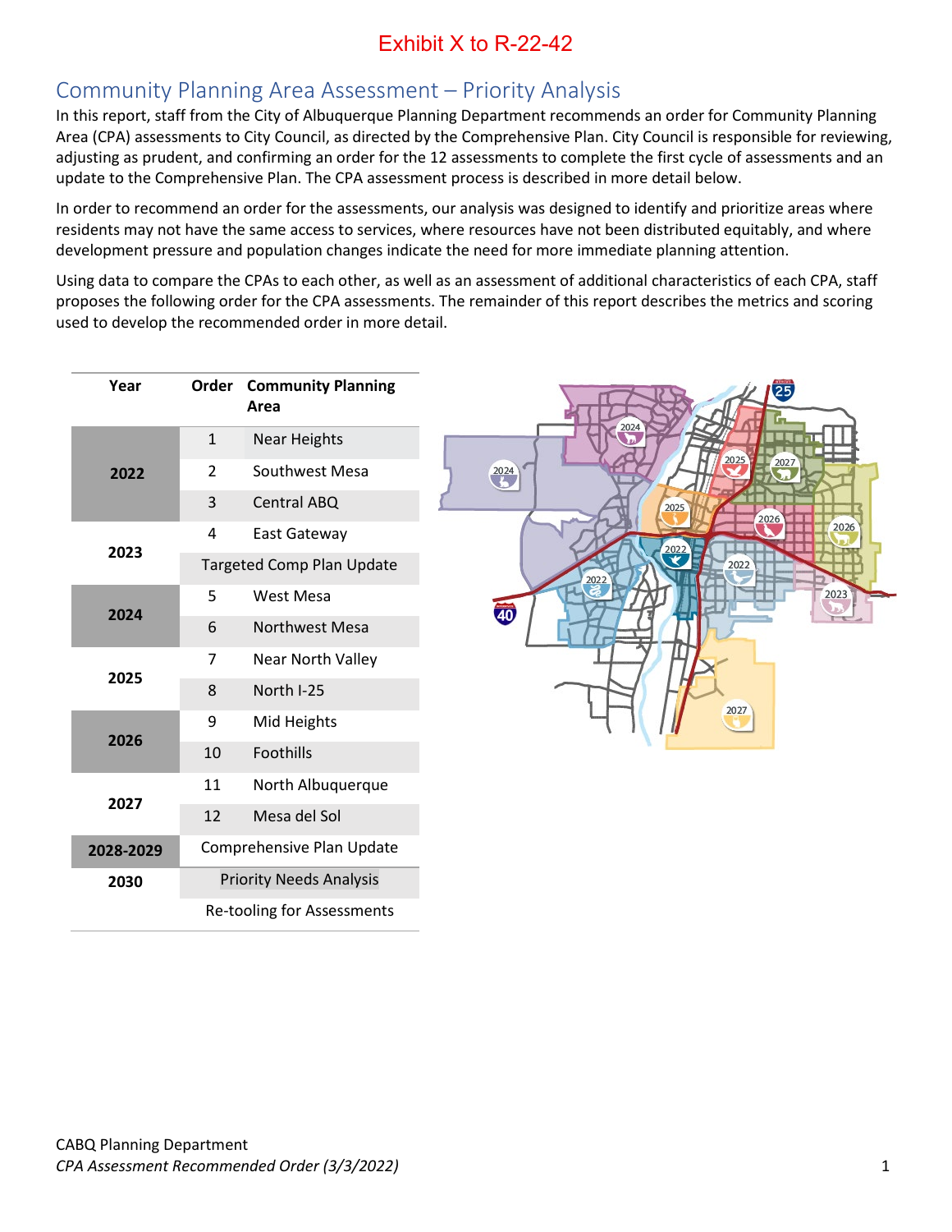Exhibit X to R-22-42

## Community Planning Area Assessment – Priority Analysis

In this report, staff from the City of Albuquerque Planning Department recommends an order for Community Planning Area (CPA) assessments to City Council, as directed by the Comprehensive Plan. City Council is responsible for reviewing, adjusting as prudent, and confirming an order for the 12 assessments to complete the first cycle of assessments and an update to the Comprehensive Plan. The CPA assessment process is described in more detail below.

In order to recommend an order for the assessments, our analysis was designed to identify and prioritize areas where residents may not have the same access to services, where resources have not been distributed equitably, and where development pressure and population changes indicate the need for more immediate planning attention.

Using data to compare the CPAs to each other, as well as an assessment of additional characteristics of each CPA, staff proposes the following order for the CPA assessments. The remainder of this report describes the metrics and scoring used to develop the recommended order in more detail.

| Year | Order | Community Planning Area |
|---|---|---|
| 2022 | 1 | Near Heights |
| | 2 | Southwest Mesa |
| | 3 | Central ABQ |
| 2023 | 4 | East Gateway |
| | Targeted Comp Plan Update | |
| 2024 | 5 | West Mesa |
| | 6 | Northwest Mesa |
| 2025 | 7 | Near North Valley |
| | 8 | North I-25 |
| 2026 | 9 | Mid Heights |
| | 10 | Foothills |
| 2027 | 11 | North Albuquerque |
| | 12 | Mesa del Sol |
| 2028-2029 | Comprehensive Plan Update | |
| 2030 | Priority Needs Analysis | |
| | Re-tooling for Assessments | |

CABQ Planning Department
*CPA Assessment Recommended Order (3/3/2022)*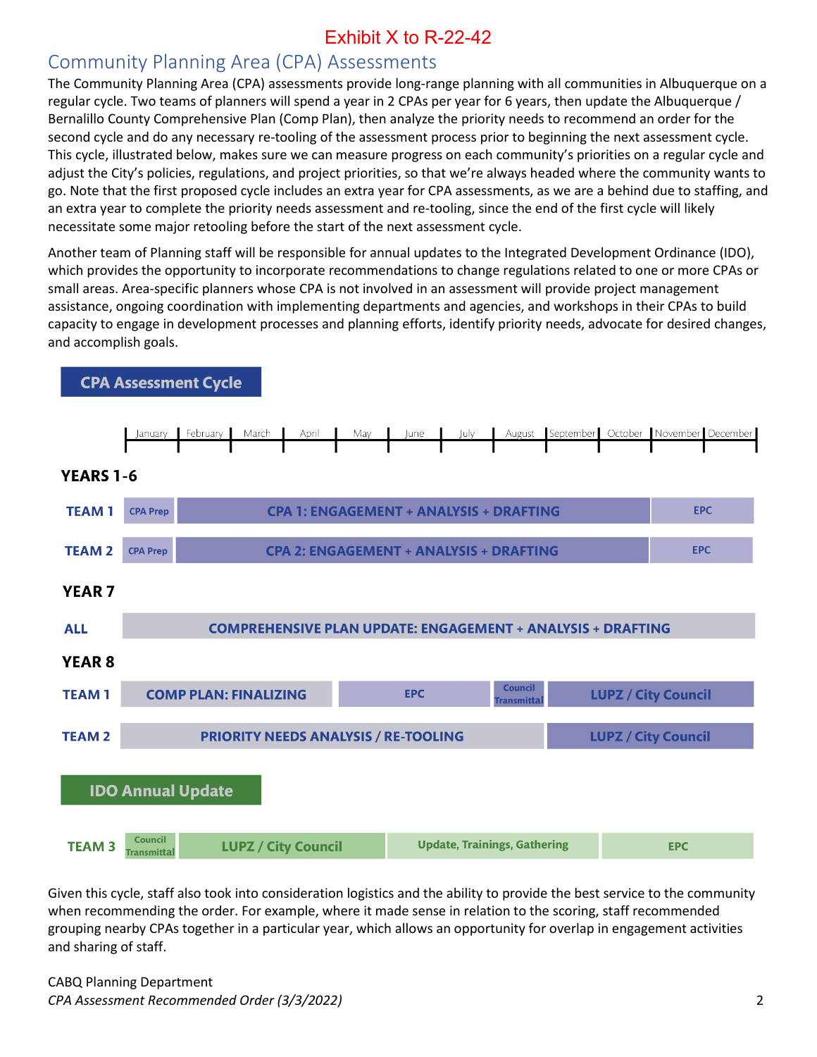Exhibit X to R-22-42

## Community Planning Area (CPA) Assessments

The Community Planning Area (CPA) assessments provide long-range planning with all communities in Albuquerque on a regular cycle. Two teams of planners will spend a year in 2 CPAs per year for 6 years, then update the Albuquerque / Bernalillo County Comprehensive Plan (Comp Plan), then analyze the priority needs to recommend an order for the second cycle and do any necessary re-tooling of the assessment process prior to beginning the next assessment cycle. This cycle, illustrated below, makes sure we can measure progress on each community's priorities on a regular cycle and adjust the City's policies, regulations, and project priorities, so that we're always headed where the community wants to go. Note that the first proposed cycle includes an extra year for CPA assessments, as we are a behind due to staffing, and an extra year to complete the priority needs assessment and re-tooling, since the end of the first cycle will likely necessitate some major retooling before the start of the next assessment cycle.

Another team of Planning staff will be responsible for annual updates to the Integrated Development Ordinance (IDO), which provides the opportunity to incorporate recommendations to change regulations related to one or more CPAs or small areas. Area-specific planners whose CPA is not involved in an assessment will provide project management assistance, ongoing coordination with implementing departments and agencies, and workshops in their CPAs to build capacity to engage in development processes and planning efforts, identify priority needs, advocate for desired changes, and accomplish goals.

### CPA Assessment Cycle

| | January | February | March | April | May | June | July | August | September | October | November | December |
|---|---|---|---|---|---|---|---|---|---|---|---|---|
| **YEARS 1-6** | | | | | | | | | | | | |
| **TEAM 1** | CPA Prep | CPA 1: ENGAGEMENT + ANALYSIS + DRAFTING (February–October) | | | | | | | | | EPC (November–December) | |
| **TEAM 2** | CPA Prep | CPA 2: ENGAGEMENT + ANALYSIS + DRAFTING (February–October) | | | | | | | | | EPC (November–December) | |
| **YEAR 7** | | | | | | | | | | | | |
| **ALL** | COMPREHENSIVE PLAN UPDATE: ENGAGEMENT + ANALYSIS + DRAFTING (January–December) | | | | | | | | | | | |
| **YEAR 8** | | | | | | | | | | | | |
| **TEAM 1** | COMP PLAN: FINALIZING (January–April) | | | | EPC (May–July) | | | Council Transmittal | LUPZ / City Council (September–December) | | | |
| **TEAM 2** | PRIORITY NEEDS ANALYSIS / RE-TOOLING (January–August) | | | | | | | | LUPZ / City Council (September–December) | | | |

### IDO Annual Update

| | January | February | March | April | May | June | July | August | September | October | November | December |
|---|---|---|---|---|---|---|---|---|---|---|---|---|
| **TEAM 3** | Council Transmittal | LUPZ / City Council (February–May) | | | | Update, Trainings, Gathering (June–September) | | | | EPC (October–December) | | |

Given this cycle, staff also took into consideration logistics and the ability to provide the best service to the community when recommending the order. For example, where it made sense in relation to the scoring, staff recommended grouping nearby CPAs together in a particular year, which allows an opportunity for overlap in engagement activities and sharing of staff.

CABQ Planning Department
*CPA Assessment Recommended Order (3/3/2022)*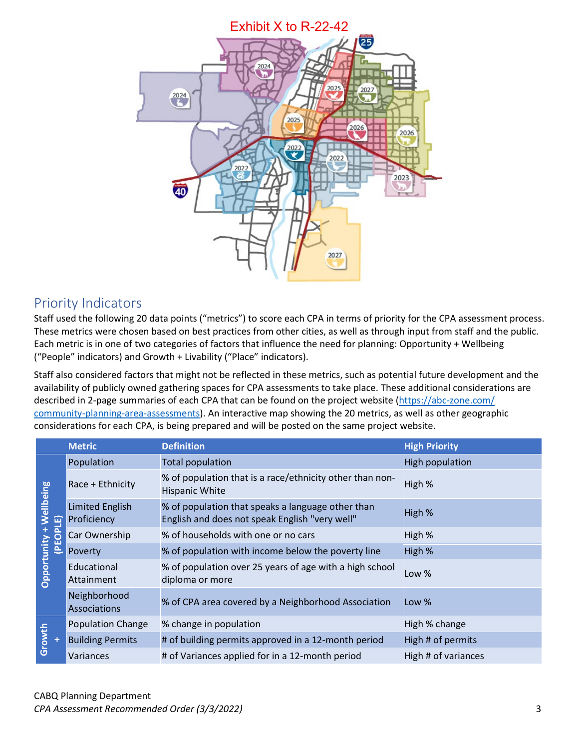Exhibit X to R-22-42

## Priority Indicators

Staff used the following 20 data points ("metrics") to score each CPA in terms of priority for the CPA assessment process. These metrics were chosen based on best practices from other cities, as well as through input from staff and the public. Each metric is in one of two categories of factors that influence the need for planning: Opportunity + Wellbeing ("People" indicators) and Growth + Livability ("Place" indicators).

Staff also considered factors that might not be reflected in these metrics, such as potential future development and the availability of publicly owned gathering spaces for CPA assessments to take place. These additional considerations are described in 2-page summaries of each CPA that can be found on the project website (https://abc-zone.com/community-planning-area-assessments). An interactive map showing the 20 metrics, as well as other geographic considerations for each CPA, is being prepared and will be posted on the same project website.

| | Metric | Definition | High Priority |
|---|---|---|---|
| Opportunity + Wellbeing (PEOPLE) | Population | Total population | High population |
| | Race + Ethnicity | % of population that is a race/ethnicity other than non-Hispanic White | High % |
| | Limited English Proficiency | % of population that speaks a language other than English and does not speak English "very well" | High % |
| | Car Ownership | % of households with one or no cars | High % |
| | Poverty | % of population with income below the poverty line | High % |
| | Educational Attainment | % of population over 25 years of age with a high school diploma or more | Low % |
| | Neighborhood Associations | % of CPA area covered by a Neighborhood Association | Low % |
| Growth + | Population Change | % change in population | High % change |
| | Building Permits | # of building permits approved in a 12-month period | High # of permits |
| | Variances | # of Variances applied for in a 12-month period | High # of variances |

CABQ Planning Department
*CPA Assessment Recommended Order (3/3/2022)*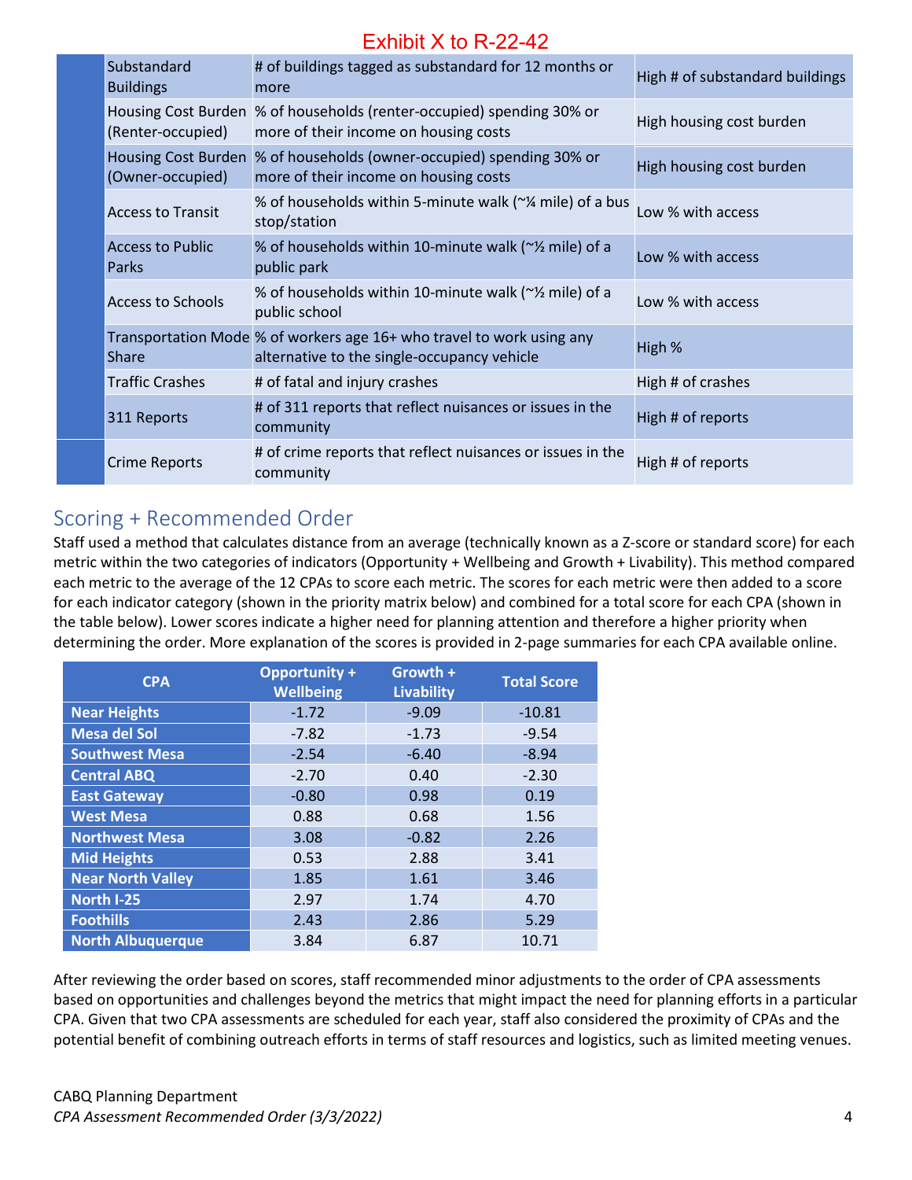Exhibit X to R-22-42

| | | | |
|---|---|---|---|
| | Substandard Buildings | # of buildings tagged as substandard for 12 months or more | High # of substandard buildings |
| | Housing Cost Burden (Renter-occupied) | % of households (renter-occupied) spending 30% or more of their income on housing costs | High housing cost burden |
| | Housing Cost Burden (Owner-occupied) | % of households (owner-occupied) spending 30% or more of their income on housing costs | High housing cost burden |
| | Access to Transit | % of households within 5-minute walk (~¼ mile) of a bus stop/station | Low % with access |
| | Access to Public Parks | % of households within 10-minute walk (~½ mile) of a public park | Low % with access |
| | Access to Schools | % of households within 10-minute walk (~½ mile) of a public school | Low % with access |
| | Transportation Mode Share | % of workers age 16+ who travel to work using any alternative to the single-occupancy vehicle | High % |
| | Traffic Crashes | # of fatal and injury crashes | High # of crashes |
| | 311 Reports | # of 311 reports that reflect nuisances or issues in the community | High # of reports |
| | Crime Reports | # of crime reports that reflect nuisances or issues in the community | High # of reports |

## Scoring + Recommended Order

Staff used a method that calculates distance from an average (technically known as a Z-score or standard score) for each metric within the two categories of indicators (Opportunity + Wellbeing and Growth + Livability). This method compared each metric to the average of the 12 CPAs to score each metric. The scores for each metric were then added to a score for each indicator category (shown in the priority matrix below) and combined for a total score for each CPA (shown in the table below). Lower scores indicate a higher need for planning attention and therefore a higher priority when determining the order. More explanation of the scores is provided in 2-page summaries for each CPA available online.

| CPA | Opportunity + Wellbeing | Growth + Livability | Total Score |
|---|---|---|---|
| **Near Heights** | -1.72 | -9.09 | -10.81 |
| **Mesa del Sol** | -7.82 | -1.73 | -9.54 |
| **Southwest Mesa** | -2.54 | -6.40 | -8.94 |
| **Central ABQ** | -2.70 | 0.40 | -2.30 |
| **East Gateway** | -0.80 | 0.98 | 0.19 |
| **West Mesa** | 0.88 | 0.68 | 1.56 |
| **Northwest Mesa** | 3.08 | -0.82 | 2.26 |
| **Mid Heights** | 0.53 | 2.88 | 3.41 |
| **Near North Valley** | 1.85 | 1.61 | 3.46 |
| **North I-25** | 2.97 | 1.74 | 4.70 |
| **Foothills** | 2.43 | 2.86 | 5.29 |
| **North Albuquerque** | 3.84 | 6.87 | 10.71 |

After reviewing the order based on scores, staff recommended minor adjustments to the order of CPA assessments based on opportunities and challenges beyond the metrics that might impact the need for planning efforts in a particular CPA. Given that two CPA assessments are scheduled for each year, staff also considered the proximity of CPAs and the potential benefit of combining outreach efforts in terms of staff resources and logistics, such as limited meeting venues.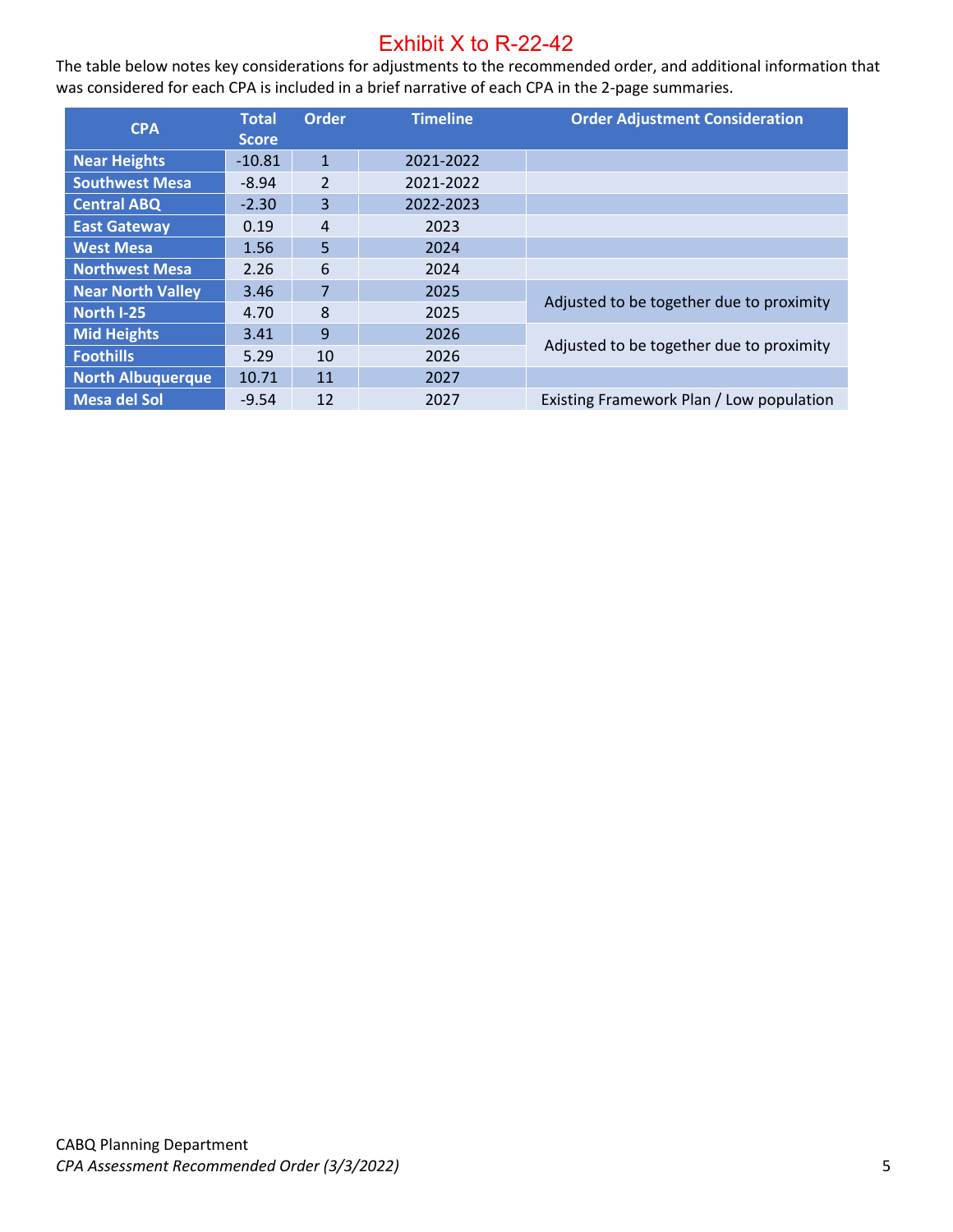# Exhibit X to R-22-42

The table below notes key considerations for adjustments to the recommended order, and additional information that was considered for each CPA is included in a brief narrative of each CPA in the 2-page summaries.

| CPA | Total Score | Order | Timeline | Order Adjustment Consideration |
|---|---|---|---|---|
| Near Heights | -10.81 | 1 | 2021-2022 | |
| Southwest Mesa | -8.94 | 2 | 2021-2022 | |
| Central ABQ | -2.30 | 3 | 2022-2023 | |
| East Gateway | 0.19 | 4 | 2023 | |
| West Mesa | 1.56 | 5 | 2024 | |
| Northwest Mesa | 2.26 | 6 | 2024 | |
| Near North Valley | 3.46 | 7 | 2025 | Adjusted to be together due to proximity |
| North I-25 | 4.70 | 8 | 2025 | |
| Mid Heights | 3.41 | 9 | 2026 | Adjusted to be together due to proximity |
| Foothills | 5.29 | 10 | 2026 | |
| North Albuquerque | 10.71 | 11 | 2027 | |
| Mesa del Sol | -9.54 | 12 | 2027 | Existing Framework Plan / Low population |

CABQ Planning Department

*CPA Assessment Recommended Order (3/3/2022)*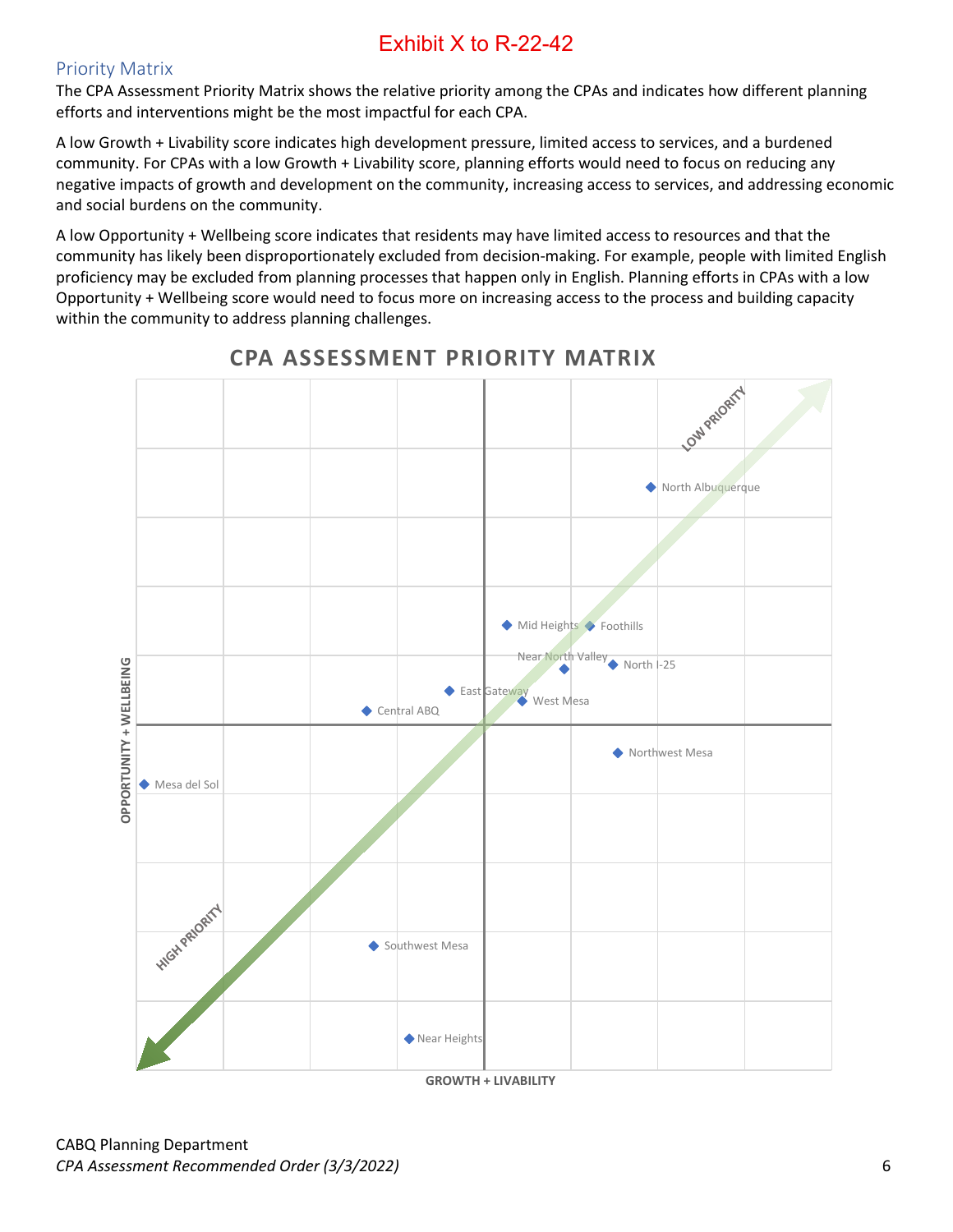Exhibit X to R-22-42

## Priority Matrix

The CPA Assessment Priority Matrix shows the relative priority among the CPAs and indicates how different planning efforts and interventions might be the most impactful for each CPA.

A low Growth + Livability score indicates high development pressure, limited access to services, and a burdened community. For CPAs with a low Growth + Livability score, planning efforts would need to focus on reducing any negative impacts of growth and development on the community, increasing access to services, and addressing economic and social burdens on the community.

A low Opportunity + Wellbeing score indicates that residents may have limited access to resources and that the community has likely been disproportionately excluded from decision-making. For example, people with limited English proficiency may be excluded from planning processes that happen only in English. Planning efforts in CPAs with a low Opportunity + Wellbeing score would need to focus more on increasing access to the process and building capacity within the community to address planning challenges.

**CPA ASSESSMENT PRIORITY MATRIX**

LOW PRIORITY

North Albuquerque

Mid Heights

Foothills

Near North Valley

North I-25

East Gateway

West Mesa

Central ABQ

Northwest Mesa

Mesa del Sol

HIGH PRIORITY

Southwest Mesa

Near Heights

OPPORTUNITY + WELLBEING

GROWTH + LIVABILITY

CABQ Planning Department

*CPA Assessment Recommended Order (3/3/2022)*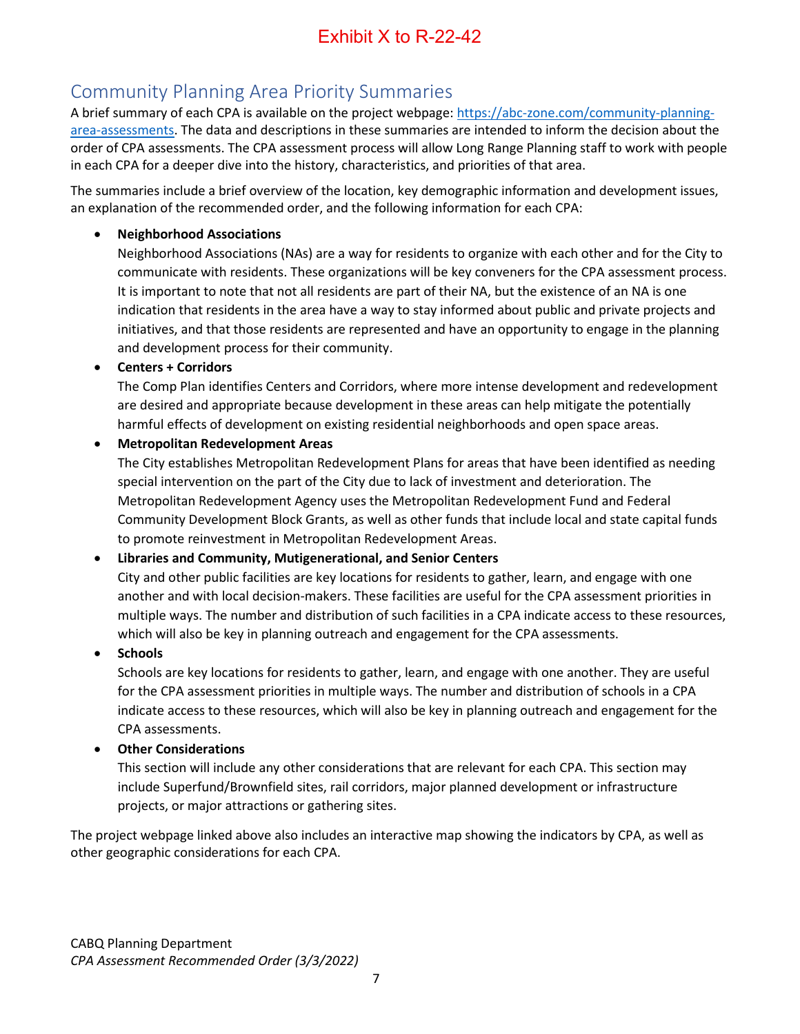## Community Planning Area Priority Summaries

A brief summary of each CPA is available on the project webpage: [https://abc-zone.com/community-planning-area-assessments](https://abc-zone.com/community-planning-area-assessments). The data and descriptions in these summaries are intended to inform the decision about the order of CPA assessments. The CPA assessment process will allow Long Range Planning staff to work with people in each CPA for a deeper dive into the history, characteristics, and priorities of that area.

The summaries include a brief overview of the location, key demographic information and development issues, an explanation of the recommended order, and the following information for each CPA:

- **Neighborhood Associations**
  Neighborhood Associations (NAs) are a way for residents to organize with each other and for the City to communicate with residents. These organizations will be key conveners for the CPA assessment process. It is important to note that not all residents are part of their NA, but the existence of an NA is one indication that residents in the area have a way to stay informed about public and private projects and initiatives, and that those residents are represented and have an opportunity to engage in the planning and development process for their community.
- **Centers + Corridors**
  The Comp Plan identifies Centers and Corridors, where more intense development and redevelopment are desired and appropriate because development in these areas can help mitigate the potentially harmful effects of development on existing residential neighborhoods and open space areas.
- **Metropolitan Redevelopment Areas**
  The City establishes Metropolitan Redevelopment Plans for areas that have been identified as needing special intervention on the part of the City due to lack of investment and deterioration. The Metropolitan Redevelopment Agency uses the Metropolitan Redevelopment Fund and Federal Community Development Block Grants, as well as other funds that include local and state capital funds to promote reinvestment in Metropolitan Redevelopment Areas.
- **Libraries and Community, Mutigenerational, and Senior Centers**
  City and other public facilities are key locations for residents to gather, learn, and engage with one another and with local decision-makers. These facilities are useful for the CPA assessment priorities in multiple ways. The number and distribution of such facilities in a CPA indicate access to these resources, which will also be key in planning outreach and engagement for the CPA assessments.
- **Schools**
  Schools are key locations for residents to gather, learn, and engage with one another. They are useful for the CPA assessment priorities in multiple ways. The number and distribution of schools in a CPA indicate access to these resources, which will also be key in planning outreach and engagement for the CPA assessments.
- **Other Considerations**
  This section will include any other considerations that are relevant for each CPA. This section may include Superfund/Brownfield sites, rail corridors, major planned development or infrastructure projects, or major attractions or gathering sites.

The project webpage linked above also includes an interactive map showing the indicators by CPA, as well as other geographic considerations for each CPA.